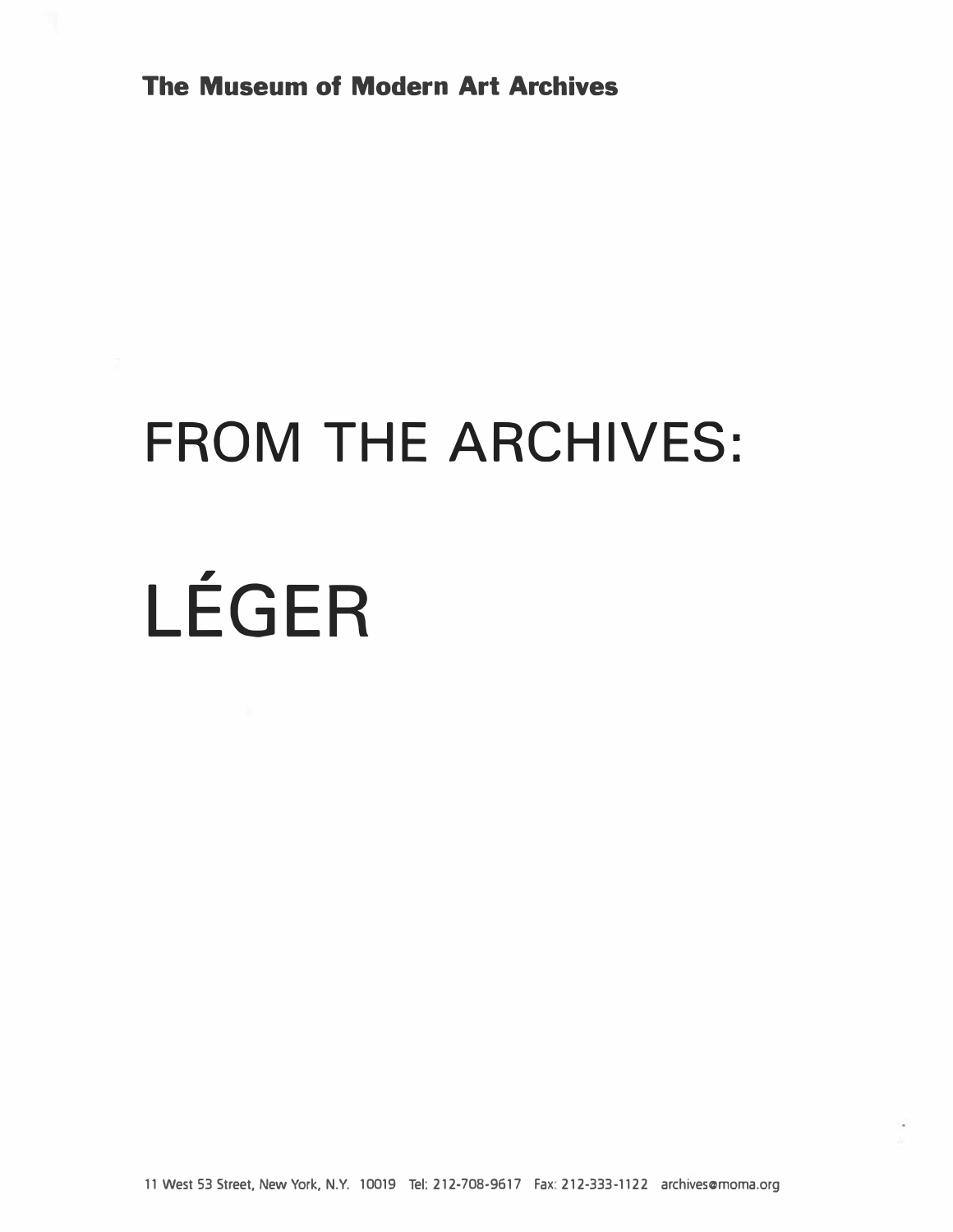**The Museum of Modern Art Archives**

# FROM THE ARCHIVES:

# LÉGER

11 West 53 Street, New York, N.Y. 10019 Tel: 212-708-9617 Fax: 212-333-1122 archives@moma.org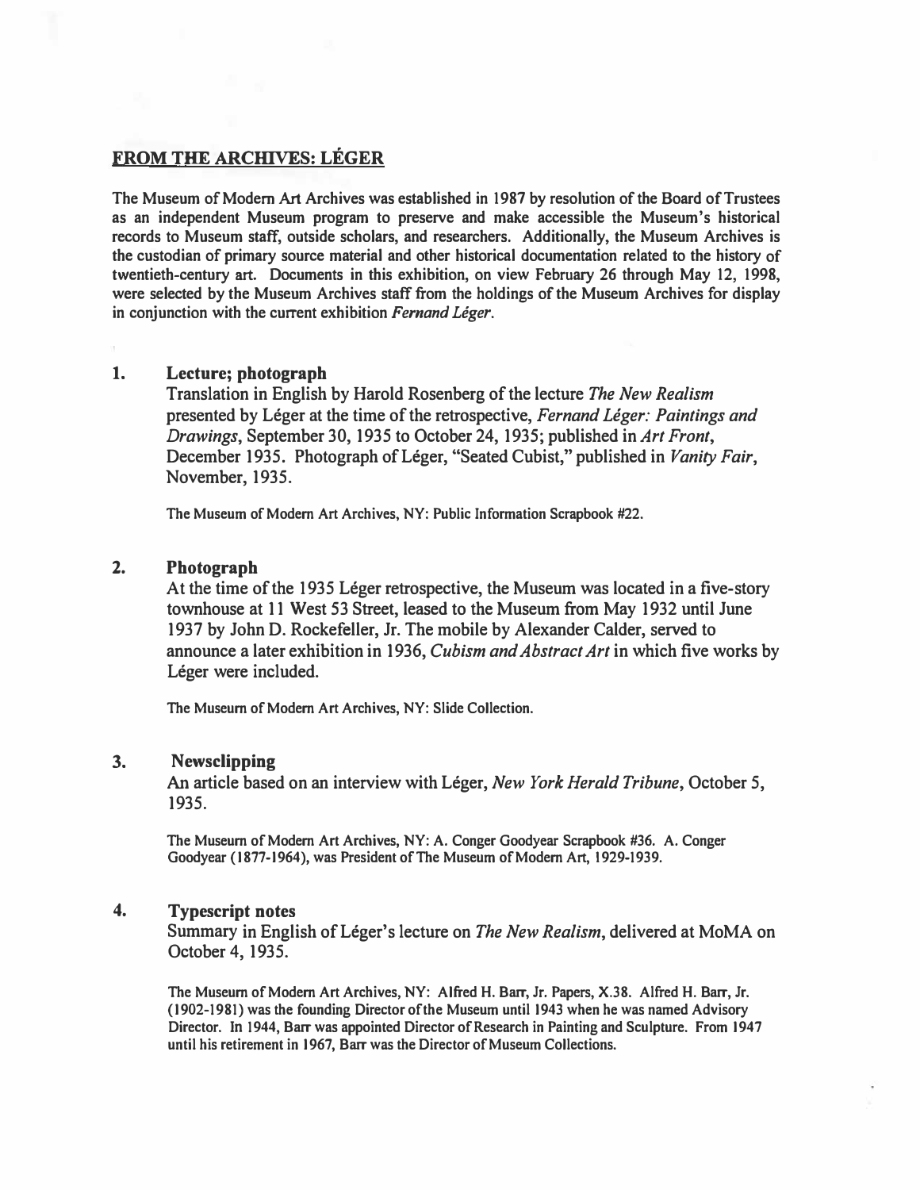## FROM THE ARCHIVES: LÉGER

The Museum of Modern Art Archives was established in 1987 by resolution of the Board of Trustees as an independent Museum program to preserve and make accessible the Museum's historical records to Museum staff, outside scholars, and researchers. Additionally, the Museum Archives is the custodian of primary source material and other historical documentation related to the history of twentieth-century art. Documents in this exhibition, on view February 26 through May 12, 1998, were selected by the Museum Archives staff from the holdings of the Museum Archives for display in conjunction with the current exhibition *Fernand Léger*.

**1. Lecture; photograph**

Translation in English by Harold Rosenberg of the lecture *The New Realism* presented by Léger at the time of the retrospective, *Fernand Léger: Paintings and Drawings*, September 30, 1935 to October 24, 1935; published in *Art Front*, December 1935. Photograph of Léger, "Seated Cubist," published in *Vanity Fair*, November, 1935.

The Museum of Modern Art Archives, NY: Public Information Scrapbook #22.

**2. Photograph**

At the time of the 1935 Léger retrospective, the Museum was located in a five-story townhouse at 11 West 53 Street, leased to the Museum from May 1932 until June 1937 by John D. Rockefeller, Jr. The mobile by Alexander Calder, served to announce a later exhibition in 1936, *Cubism and Abstract Art* in which five works by Léger were included.

The Museum of Modern Art Archives, NY: Slide Collection.

**3. Newsclipping**

An article based on an interview with Léger, *New York Herald Tribune*, October 5, 1935.

The Museum of Modern Art Archives, NY: A. Conger Goodyear Scrapbook #36. A. Conger Goodyear (1877-1964), was President of The Museum of Modern Art, 1929-1939.

**4. Typescript notes**

Summary in English of Léger's lecture on *The New Realism*, delivered at MoMA on October 4, 1935.

The Museum of Modern Art Archives, NY: Alfred H. Barr, Jr. Papers, X.38. Alfred H. Barr, Jr. (1902-1981) was the founding Director of the Museum until 1943 when he was named Advisory Director. In 1944, Barr was appointed Director of Research in Painting and Sculpture. From 1947 until his retirement in 1967, Barr was the Director of Museum Collections.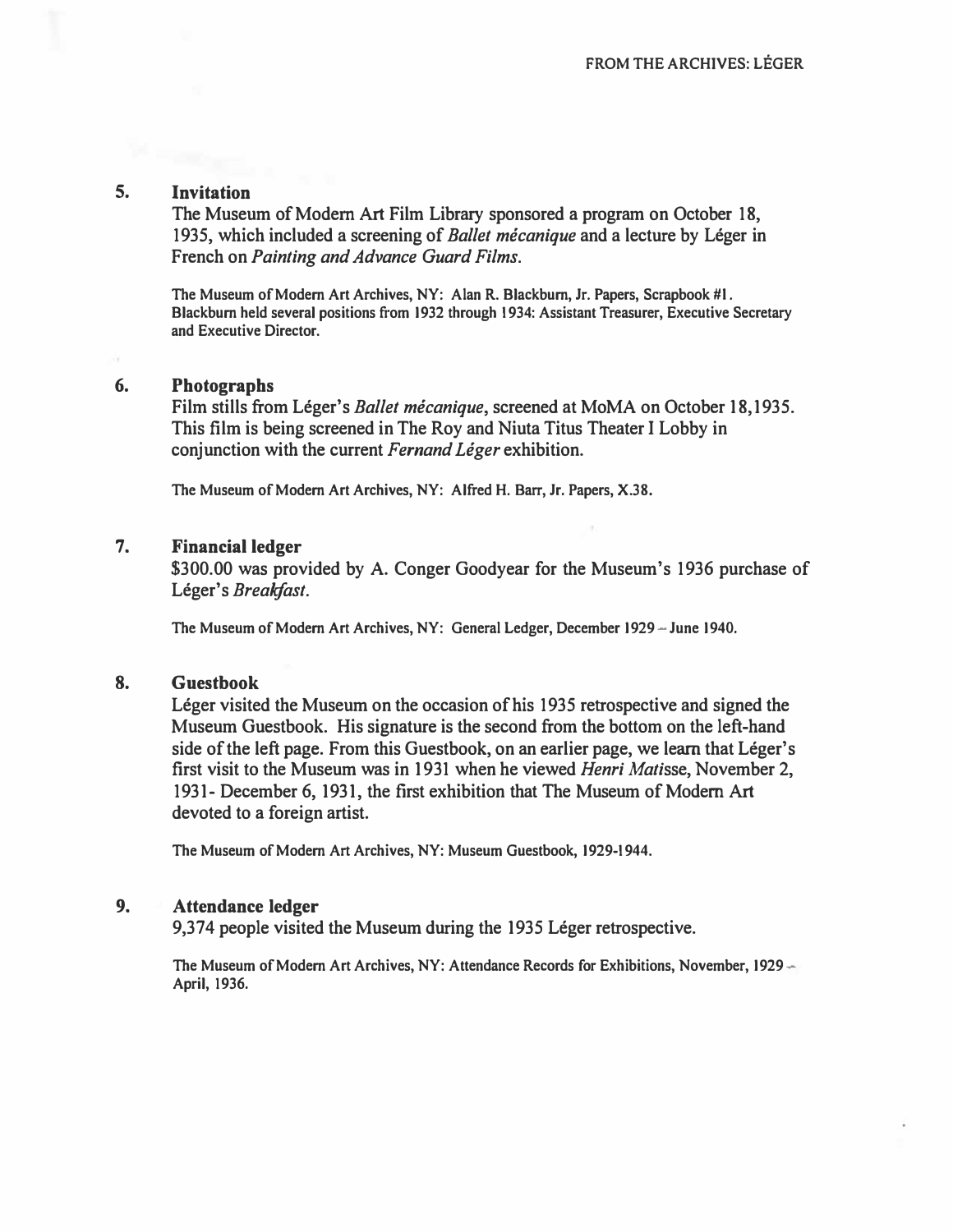### 5. Invitation

The Museum of Modern Art Film Library sponsored a program on October 18, 1935, which included a screening of *Ballet mécanique* and a lecture by Léger in French on *Painting and Advance Guard Films*.

The Museum of Modern Art Archives, NY: Alan R. Blackburn, Jr. Papers, Scrapbook #1. Blackburn held several positions from 1932 through 1934: Assistant Treasurer, Executive Secretary and Executive Director.

### 6. Photographs

Film stills from Léger's *Ballet mécanique*, screened at MoMA on October 18,1935. This film is being screened in The Roy and Niuta Titus Theater I Lobby in conjunction with the current *Fernand Léger* exhibition.

The Museum of Modern Art Archives, NY: Alfred H. Barr, Jr. Papers, X.38.

### 7. Financial ledger

$300.00 was provided by A. Conger Goodyear for the Museum's 1936 purchase of Léger's *Breakfast*.

The Museum of Modern Art Archives, NY: General Ledger, December 1929 – June 1940.

### 8. Guestbook

Léger visited the Museum on the occasion of his 1935 retrospective and signed the Museum Guestbook. His signature is the second from the bottom on the left-hand side of the left page. From this Guestbook, on an earlier page, we learn that Léger's first visit to the Museum was in 1931 when he viewed *Henri Matisse*, November 2, 1931- December 6, 1931, the first exhibition that The Museum of Modern Art devoted to a foreign artist.

The Museum of Modern Art Archives, NY: Museum Guestbook, 1929-1944.

### 9. Attendance ledger

9,374 people visited the Museum during the 1935 Léger retrospective.

The Museum of Modern Art Archives, NY: Attendance Records for Exhibitions, November, 1929 – April, 1936.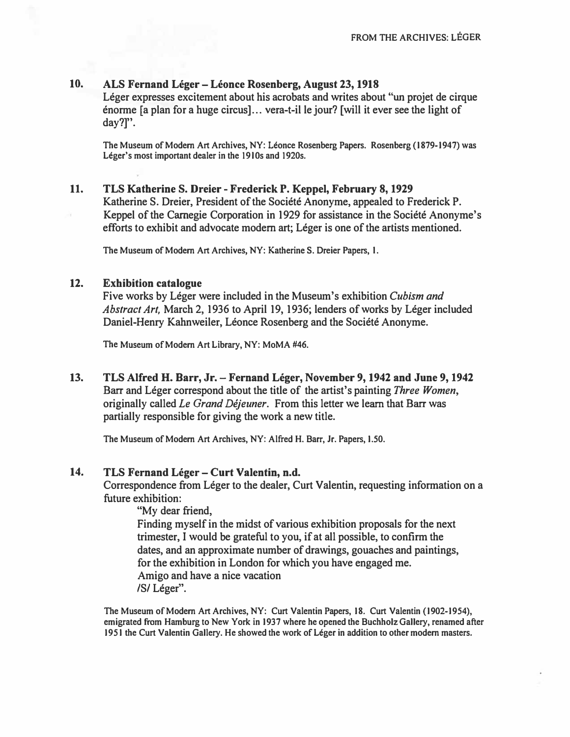**10. ALS Fernand Léger – Léonce Rosenberg, August 23, 1918**

Léger expresses excitement about his acrobats and writes about "un projet de cirque énorme [a plan for a huge circus]… vera-t-il le jour? [will it ever see the light of day?]".

The Museum of Modern Art Archives, NY: Léonce Rosenberg Papers. Rosenberg (1879-1947) was Léger's most important dealer in the 1910s and 1920s.

**11. TLS Katherine S. Dreier - Frederick P. Keppel, February 8, 1929**

Katherine S. Dreier, President of the Société Anonyme, appealed to Frederick P. Keppel of the Carnegie Corporation in 1929 for assistance in the Société Anonyme's efforts to exhibit and advocate modern art; Léger is one of the artists mentioned.

The Museum of Modern Art Archives, NY: Katherine S. Dreier Papers, 1.

**12. Exhibition catalogue**

Five works by Léger were included in the Museum's exhibition *Cubism and Abstract Art,* March 2, 1936 to April 19, 1936; lenders of works by Léger included Daniel-Henry Kahnweiler, Léonce Rosenberg and the Société Anonyme.

The Museum of Modern Art Library, NY: MoMA #46.

**13. TLS Alfred H. Barr, Jr. – Fernand Léger, November 9, 1942 and June 9, 1942**

Barr and Léger correspond about the title of the artist's painting *Three Women*, originally called *Le Grand Déjeuner*. From this letter we learn that Barr was partially responsible for giving the work a new title.

The Museum of Modern Art Archives, NY: Alfred H. Barr, Jr. Papers, 1.50.

**14. TLS Fernand Léger – Curt Valentin, n.d.**

Correspondence from Léger to the dealer, Curt Valentin, requesting information on a future exhibition:

> "My dear friend,
> Finding myself in the midst of various exhibition proposals for the next trimester, I would be grateful to you, if at all possible, to confirm the dates, and an approximate number of drawings, gouaches and paintings, for the exhibition in London for which you have engaged me.
> Amigo and have a nice vacation
> /S/ Léger".

The Museum of Modern Art Archives, NY: Curt Valentin Papers, 18. Curt Valentin (1902-1954), emigrated from Hamburg to New York in 1937 where he opened the Buchholz Gallery, renamed after 1951 the Curt Valentin Gallery. He showed the work of Léger in addition to other modern masters.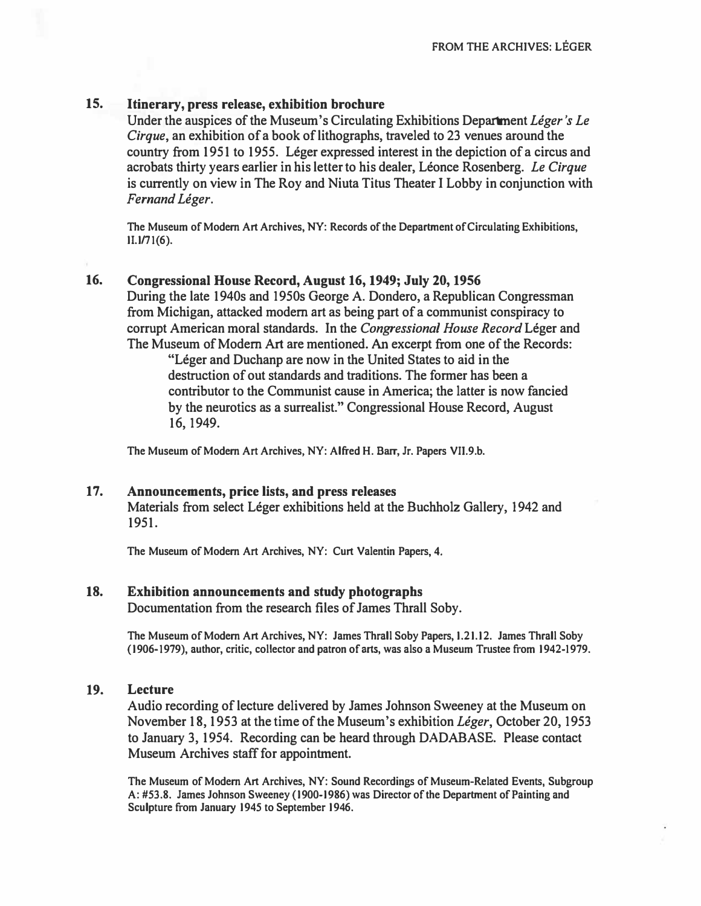**15. Itinerary, press release, exhibition brochure**

Under the auspices of the Museum's Circulating Exhibitions Department *Léger's Le Cirque*, an exhibition of a book of lithographs, traveled to 23 venues around the country from 1951 to 1955. Léger expressed interest in the depiction of a circus and acrobats thirty years earlier in his letter to his dealer, Léonce Rosenberg. *Le Cirque* is currently on view in The Roy and Niuta Titus Theater I Lobby in conjunction with *Fernand Léger*.

The Museum of Modern Art Archives, NY: Records of the Department of Circulating Exhibitions, II.1/71(6).

**16. Congressional House Record, August 16, 1949; July 20, 1956**

During the late 1940s and 1950s George A. Dondero, a Republican Congressman from Michigan, attacked modern art as being part of a communist conspiracy to corrupt American moral standards. In the *Congressional House Record* Léger and The Museum of Modern Art are mentioned. An excerpt from one of the Records:

> "Léger and Duchanp are now in the United States to aid in the destruction of out standards and traditions. The former has been a contributor to the Communist cause in America; the latter is now fancied by the neurotics as a surrealist." Congressional House Record, August 16, 1949.

The Museum of Modern Art Archives, NY: Alfred H. Barr, Jr. Papers VII.9.b.

**17. Announcements, price lists, and press releases**

Materials from select Léger exhibitions held at the Buchholz Gallery, 1942 and 1951.

The Museum of Modern Art Archives, NY: Curt Valentin Papers, 4.

**18. Exhibition announcements and study photographs**

Documentation from the research files of James Thrall Soby.

The Museum of Modern Art Archives, NY: James Thrall Soby Papers, I.21.12. James Thrall Soby (1906-1979), author, critic, collector and patron of arts, was also a Museum Trustee from 1942-1979.

**19. Lecture**

Audio recording of lecture delivered by James Johnson Sweeney at the Museum on November 18, 1953 at the time of the Museum's exhibition *Léger*, October 20, 1953 to January 3, 1954. Recording can be heard through DADABASE. Please contact Museum Archives staff for appointment.

The Museum of Modern Art Archives, NY: Sound Recordings of Museum-Related Events, Subgroup A: #53.8. James Johnson Sweeney (1900-1986) was Director of the Department of Painting and Sculpture from January 1945 to September 1946.